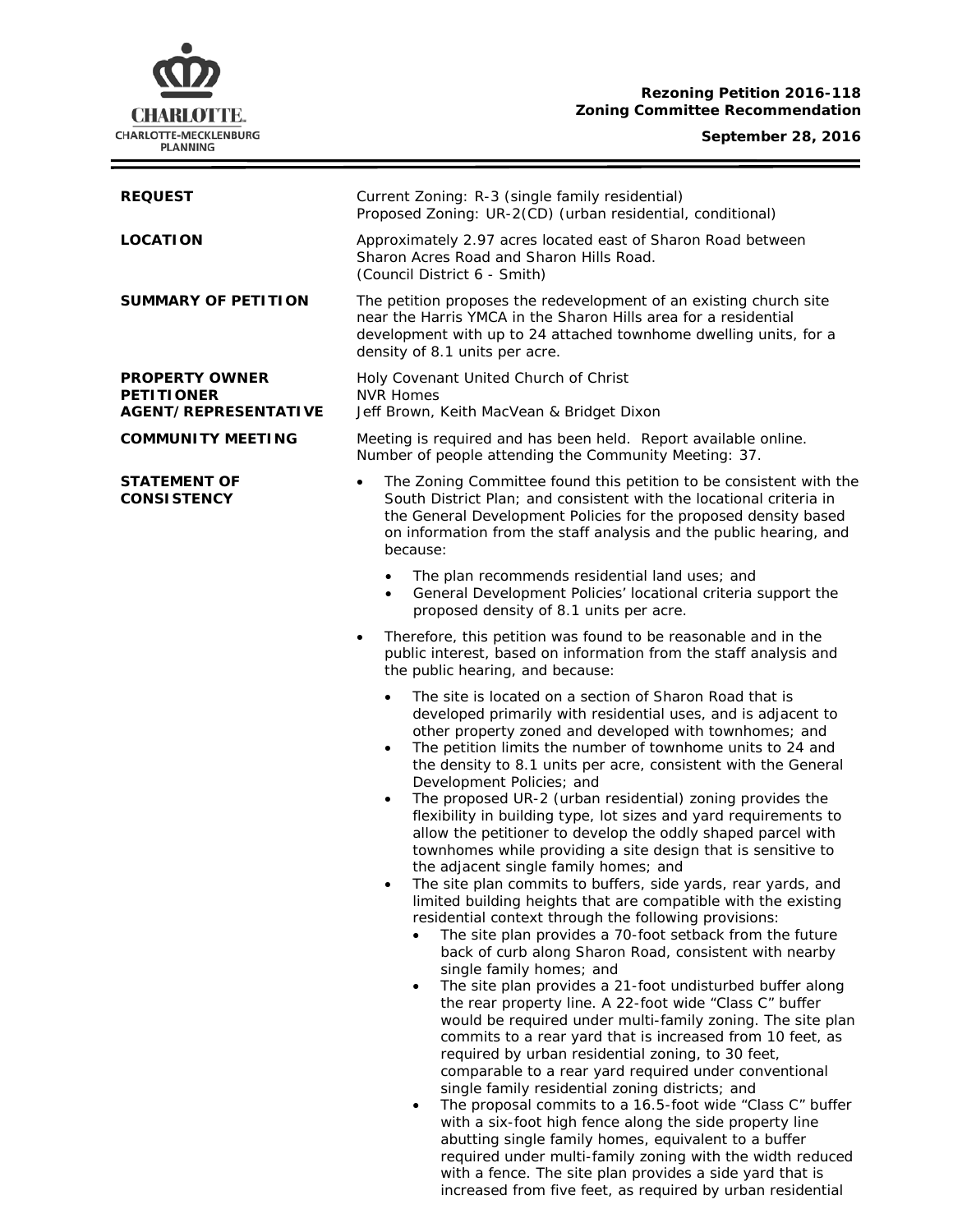**Rezoning Petition 2016-118**
**Zoning Committee Recommendation**

**September 28, 2016**

| | |
|---|---|
| **REQUEST** | Current Zoning: R-3 (single family residential)<br>Proposed Zoning: UR-2(CD) (urban residential, conditional) |
| **LOCATION** | Approximately 2.97 acres located east of Sharon Road between Sharon Acres Road and Sharon Hills Road.<br>(Council District 6 - Smith) |
| **SUMMARY OF PETITION** | The petition proposes the redevelopment of an existing church site near the Harris YMCA in the Sharon Hills area for a residential development with up to 24 attached townhome dwelling units, for a density of 8.1 units per acre. |
| **PROPERTY OWNER**<br>**PETITIONER**<br>**AGENT/REPRESENTATIVE** | Holy Covenant United Church of Christ<br>NVR Homes<br>Jeff Brown, Keith MacVean & Bridget Dixon |
| **COMMUNITY MEETING** | Meeting is required and has been held. Report available online.<br>Number of people attending the Community Meeting: 37. |

**STATEMENT OF CONSISTENCY**

- The Zoning Committee found this petition to be consistent with the South District Plan; and consistent with the locational criteria in the General Development Policies for the proposed density based on information from the staff analysis and the public hearing, and because:
  - The plan recommends residential land uses; and
  - General Development Policies' locational criteria support the proposed density of 8.1 units per acre.
- Therefore, this petition was found to be reasonable and in the public interest, based on information from the staff analysis and the public hearing, and because:
  - The site is located on a section of Sharon Road that is developed primarily with residential uses, and is adjacent to other property zoned and developed with townhomes; and
  - The petition limits the number of townhome units to 24 and the density to 8.1 units per acre, consistent with the General Development Policies; and
  - The proposed UR-2 (urban residential) zoning provides the flexibility in building type, lot sizes and yard requirements to allow the petitioner to develop the oddly shaped parcel with townhomes while providing a site design that is sensitive to the adjacent single family homes; and
  - The site plan commits to buffers, side yards, rear yards, and limited building heights that are compatible with the existing residential context through the following provisions:
    - The site plan provides a 70-foot setback from the future back of curb along Sharon Road, consistent with nearby single family homes; and
    - The site plan provides a 21-foot undisturbed buffer along the rear property line. A 22-foot wide "Class C" buffer would be required under multi-family zoning. The site plan commits to a rear yard that is increased from 10 feet, as required by urban residential zoning, to 30 feet, comparable to a rear yard required under conventional single family residential zoning districts; and
    - The proposal commits to a 16.5-foot wide "Class C" buffer with a six-foot high fence along the side property line abutting single family homes, equivalent to a buffer required under multi-family zoning with the width reduced with a fence. The site plan provides a side yard that is increased from five feet, as required by urban residential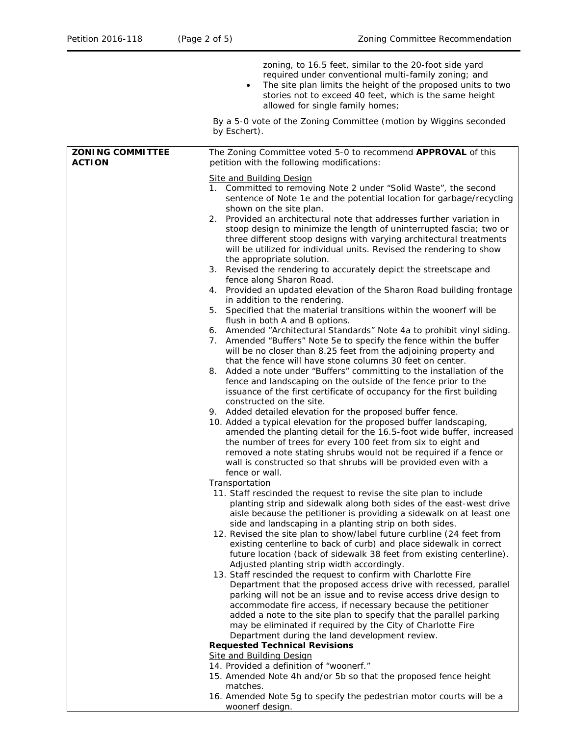zoning, to 16.5 feet, similar to the 20-foot side yard required under conventional multi-family zoning; and

- The site plan limits the height of the proposed units to two stories not to exceed 40 feet, which is the same height allowed for single family homes;

By a 5-0 vote of the Zoning Committee (motion by Wiggins seconded by Eschert).

| **ZONING COMMITTEE ACTION** | The Zoning Committee voted 5-0 to recommend **APPROVAL** of this petition with the following modifications:<br><br>Site and Building Design<br>1. Committed to removing Note 2 under "Solid Waste", the second sentence of Note 1e and the potential location for garbage/recycling shown on the site plan.<br>2. Provided an architectural note that addresses further variation in stoop design to minimize the length of uninterrupted fascia; two or three different stoop designs with varying architectural treatments will be utilized for individual units. Revised the rendering to show the appropriate solution.<br>3. Revised the rendering to accurately depict the streetscape and fence along Sharon Road.<br>4. Provided an updated elevation of the Sharon Road building frontage in addition to the rendering.<br>5. Specified that the material transitions within the woonerf will be flush in both A and B options.<br>6. Amended "Architectural Standards" Note 4a to prohibit vinyl siding.<br>7. Amended "Buffers" Note 5e to specify the fence within the buffer will be no closer than 8.25 feet from the adjoining property and that the fence will have stone columns 30 feet on center.<br>8. Added a note under "Buffers" committing to the installation of the fence and landscaping on the outside of the fence prior to the issuance of the first certificate of occupancy for the first building constructed on the site.<br>9. Added detailed elevation for the proposed buffer fence.<br>10. Added a typical elevation for the proposed buffer landscaping, amended the planting detail for the 16.5-foot wide buffer, increased the number of trees for every 100 feet from six to eight and removed a note stating shrubs would not be required if a fence or wall is constructed so that shrubs will be provided even with a fence or wall.<br>Transportation<br>11. Staff rescinded the request to revise the site plan to include planting strip and sidewalk along both sides of the east-west drive aisle because the petitioner is providing a sidewalk on at least one side and landscaping in a planting strip on both sides.<br>12. Revised the site plan to show/label future curbline (24 feet from existing centerline to back of curb) and place sidewalk in correct future location (back of sidewalk 38 feet from existing centerline). Adjusted planting strip width accordingly.<br>13. Staff rescinded the request to confirm with Charlotte Fire Department that the proposed access drive with recessed, parallel parking will not be an issue and to revise access drive design to accommodate fire access, if necessary because the petitioner added a note to the site plan to specify that the parallel parking may be eliminated if required by the City of Charlotte Fire Department during the land development review.<br>**Requested Technical Revisions**<br>Site and Building Design<br>14. Provided a definition of "woonerf."<br>15. Amended Note 4h and/or 5b so that the proposed fence height matches.<br>16. Amended Note 5g to specify the pedestrian motor courts will be a woonerf design. |
|---|---|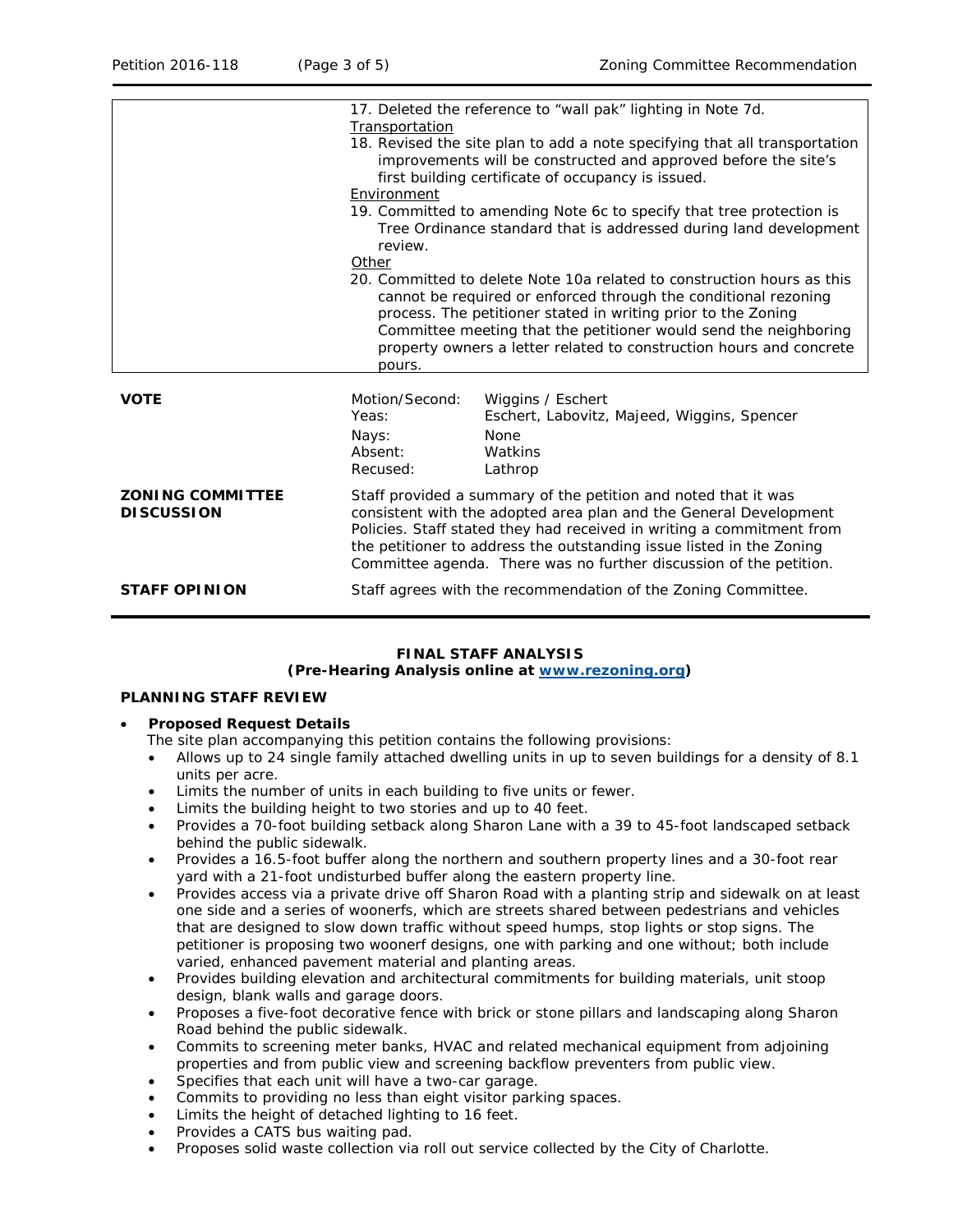| | |
|---|---|
| | 17. Deleted the reference to "wall pak" lighting in Note 7d.<br>Transportation<br>18. Revised the site plan to add a note specifying that all transportation improvements will be constructed and approved before the site's first building certificate of occupancy is issued.<br>Environment<br>19. Committed to amending Note 6c to specify that tree protection is Tree Ordinance standard that is addressed during land development review.<br>Other<br>20. Committed to delete Note 10a related to construction hours as this cannot be required or enforced through the conditional rezoning process. The petitioner stated in writing prior to the Zoning Committee meeting that the petitioner would send the neighboring property owners a letter related to construction hours and concrete pours. |

| | | |
|---|---|---|
| **VOTE** | Motion/Second: | Wiggins / Eschert |
| | Yeas: | Eschert, Labovitz, Majeed, Wiggins, Spencer |
| | Nays: | None |
| | Absent: | Watkins |
| | Recused: | Lathrop |

**ZONING COMMITTEE DISCUSSION**

Staff provided a summary of the petition and noted that it was consistent with the adopted area plan and the General Development Policies. Staff stated they had received in writing a commitment from the petitioner to address the outstanding issue listed in the Zoning Committee agenda. There was no further discussion of the petition.

**STAFF OPINION**

Staff agrees with the recommendation of the Zoning Committee.

**FINAL STAFF ANALYSIS**
**(Pre-Hearing Analysis online at www.rezoning.org)**

**PLANNING STAFF REVIEW**

- **Proposed Request Details**
  The site plan accompanying this petition contains the following provisions:
  - Allows up to 24 single family attached dwelling units in up to seven buildings for a density of 8.1 units per acre.
  - Limits the number of units in each building to five units or fewer.
  - Limits the building height to two stories and up to 40 feet.
  - Provides a 70-foot building setback along Sharon Lane with a 39 to 45-foot landscaped setback behind the public sidewalk.
  - Provides a 16.5-foot buffer along the northern and southern property lines and a 30-foot rear yard with a 21-foot undisturbed buffer along the eastern property line.
  - Provides access via a private drive off Sharon Road with a planting strip and sidewalk on at least one side and a series of woonerfs, which are streets shared between pedestrians and vehicles that are designed to slow down traffic without speed humps, stop lights or stop signs. The petitioner is proposing two woonerf designs, one with parking and one without; both include varied, enhanced pavement material and planting areas.
  - Provides building elevation and architectural commitments for building materials, unit stoop design, blank walls and garage doors.
  - Proposes a five-foot decorative fence with brick or stone pillars and landscaping along Sharon Road behind the public sidewalk.
  - Commits to screening meter banks, HVAC and related mechanical equipment from adjoining properties and from public view and screening backflow preventers from public view.
  - Specifies that each unit will have a two-car garage.
  - Commits to providing no less than eight visitor parking spaces.
  - Limits the height of detached lighting to 16 feet.
  - Provides a CATS bus waiting pad.
  - Proposes solid waste collection via roll out service collected by the City of Charlotte.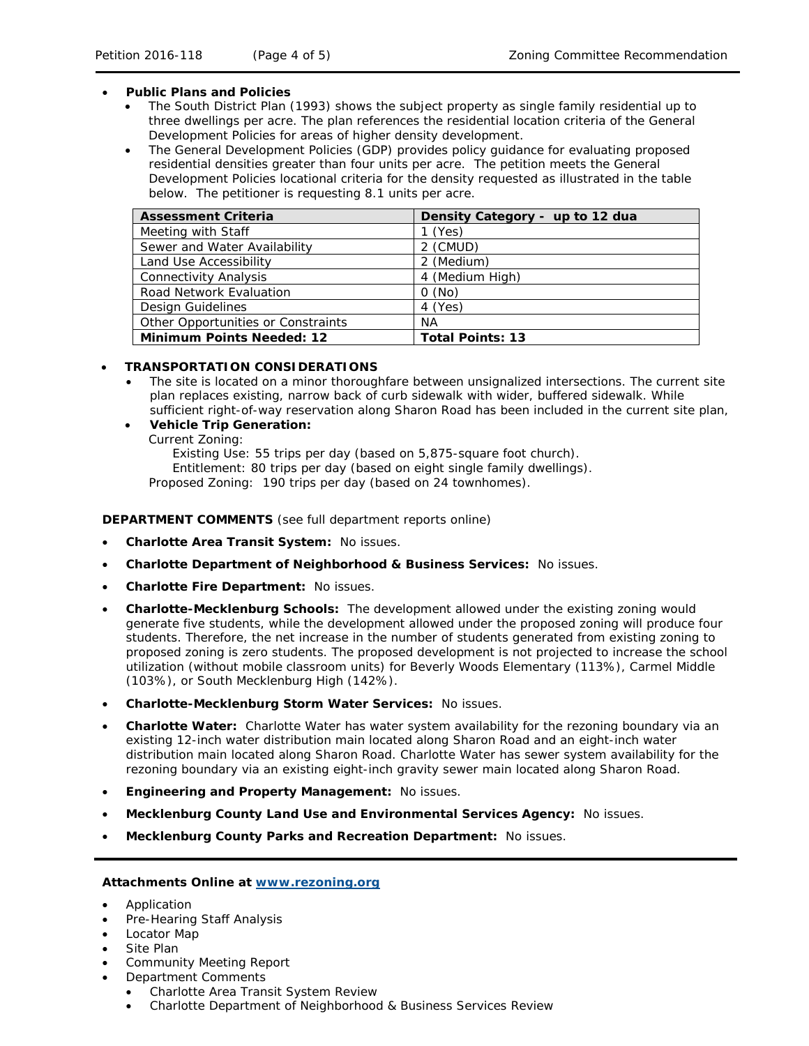- **Public Plans and Policies**
  - The South District Plan (1993) shows the subject property as single family residential up to three dwellings per acre. The plan references the residential location criteria of the General Development Policies for areas of higher density development.
  - The General Development Policies (GDP) provides policy guidance for evaluating proposed residential densities greater than four units per acre. The petition meets the General Development Policies locational criteria for the density requested as illustrated in the table below. The petitioner is requesting 8.1 units per acre.

| Assessment Criteria | Density Category - up to 12 dua |
|---|---|
| Meeting with Staff | 1 (Yes) |
| Sewer and Water Availability | 2 (CMUD) |
| Land Use Accessibility | 2 (Medium) |
| Connectivity Analysis | 4 (Medium High) |
| Road Network Evaluation | 0 (No) |
| Design Guidelines | 4 (Yes) |
| Other Opportunities or Constraints | NA |
| **Minimum Points Needed: 12** | **Total Points: 13** |

- **TRANSPORTATION CONSIDERATIONS**
  - The site is located on a minor thoroughfare between unsignalized intersections. The current site plan replaces existing, narrow back of curb sidewalk with wider, buffered sidewalk. While sufficient right-of-way reservation along Sharon Road has been included in the current site plan,
  - **Vehicle Trip Generation:**

    Current Zoning:

    Existing Use: 55 trips per day (based on 5,875-square foot church).

    Entitlement: 80 trips per day (based on eight single family dwellings).

    Proposed Zoning: 190 trips per day (based on 24 townhomes).

**DEPARTMENT COMMENTS** (see full department reports online)

- **Charlotte Area Transit System:** No issues.
- **Charlotte Department of Neighborhood & Business Services:** No issues.
- **Charlotte Fire Department:** No issues.
- **Charlotte-Mecklenburg Schools:** The development allowed under the existing zoning would generate five students, while the development allowed under the proposed zoning will produce four students. Therefore, the net increase in the number of students generated from existing zoning to proposed zoning is zero students. The proposed development is not projected to increase the school utilization (without mobile classroom units) for Beverly Woods Elementary (113%), Carmel Middle (103%), or South Mecklenburg High (142%).
- **Charlotte-Mecklenburg Storm Water Services:** No issues.
- **Charlotte Water:** Charlotte Water has water system availability for the rezoning boundary via an existing 12-inch water distribution main located along Sharon Road and an eight-inch water distribution main located along Sharon Road. Charlotte Water has sewer system availability for the rezoning boundary via an existing eight-inch gravity sewer main located along Sharon Road.
- **Engineering and Property Management:** No issues.
- **Mecklenburg County Land Use and Environmental Services Agency:** No issues.
- **Mecklenburg County Parks and Recreation Department:** No issues.

---

**Attachments Online at [www.rezoning.org](www.rezoning.org)**

- Application
- Pre-Hearing Staff Analysis
- Locator Map
- Site Plan
- Community Meeting Report
- Department Comments
  - Charlotte Area Transit System Review
  - Charlotte Department of Neighborhood & Business Services Review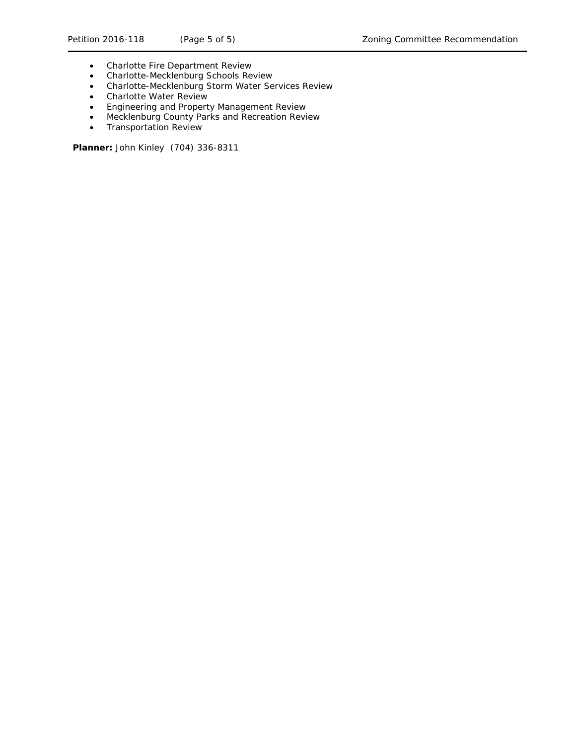- Charlotte Fire Department Review
- Charlotte-Mecklenburg Schools Review
- Charlotte-Mecklenburg Storm Water Services Review
- Charlotte Water Review
- Engineering and Property Management Review
- Mecklenburg County Parks and Recreation Review
- Transportation Review

**Planner:** John Kinley (704) 336-8311